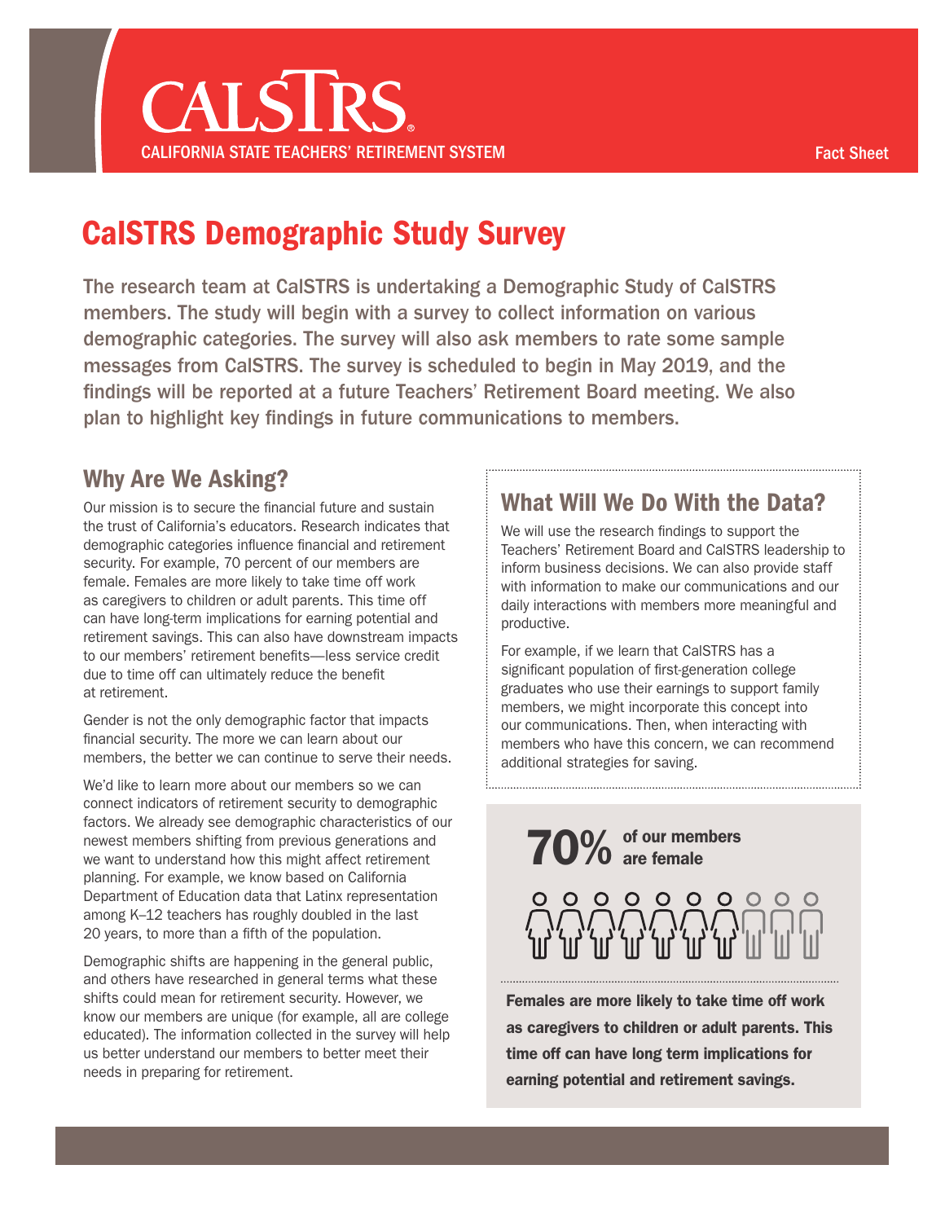# CalSTRS

CALIFORNIA STATE TEACHERS' RETIREMENT SYSTEM

Fact Sheet

## CalSTRS Demographic Study Survey

The research team at CalSTRS is undertaking a Demographic Study of CalSTRS members. The study will begin with a survey to collect information on various demographic categories. The survey will also ask members to rate some sample messages from CalSTRS. The survey is scheduled to begin in May 2019, and the findings will be reported at a future Teachers' Retirement Board meeting. We also plan to highlight key findings in future communications to members.

### Why Are We Asking?

Our mission is to secure the financial future and sustain the trust of California's educators. Research indicates that demographic categories influence financial and retirement security. For example, 70 percent of our members are female. Females are more likely to take time off work as caregivers to children or adult parents. This time off can have long-term implications for earning potential and retirement savings. This can also have downstream impacts to our members' retirement benefits—less service credit due to time off can ultimately reduce the benefit at retirement.

Gender is not the only demographic factor that impacts financial security. The more we can learn about our members, the better we can continue to serve their needs.

We'd like to learn more about our members so we can connect indicators of retirement security to demographic factors. We already see demographic characteristics of our newest members shifting from previous generations and we want to understand how this might affect retirement planning. For example, we know based on California Department of Education data that Latinx representation among K–12 teachers has roughly doubled in the last 20 years, to more than a fifth of the population.

Demographic shifts are happening in the general public, and others have researched in general terms what these shifts could mean for retirement security. However, we know our members are unique (for example, all are college educated). The information collected in the survey will help us better understand our members to better meet their needs in preparing for retirement.

### What Will We Do With the Data?

We will use the research findings to support the Teachers' Retirement Board and CalSTRS leadership to inform business decisions. We can also provide staff with information to make our communications and our daily interactions with members more meaningful and productive.

For example, if we learn that CalSTRS has a significant population of first-generation college graduates who use their earnings to support family members, we might incorporate this concept into our communications. Then, when interacting with members who have this concern, we can recommend additional strategies for saving.

**70%** **of our members are female**

**Females are more likely to take time off work as caregivers to children or adult parents. This time off can have long term implications for earning potential and retirement savings.**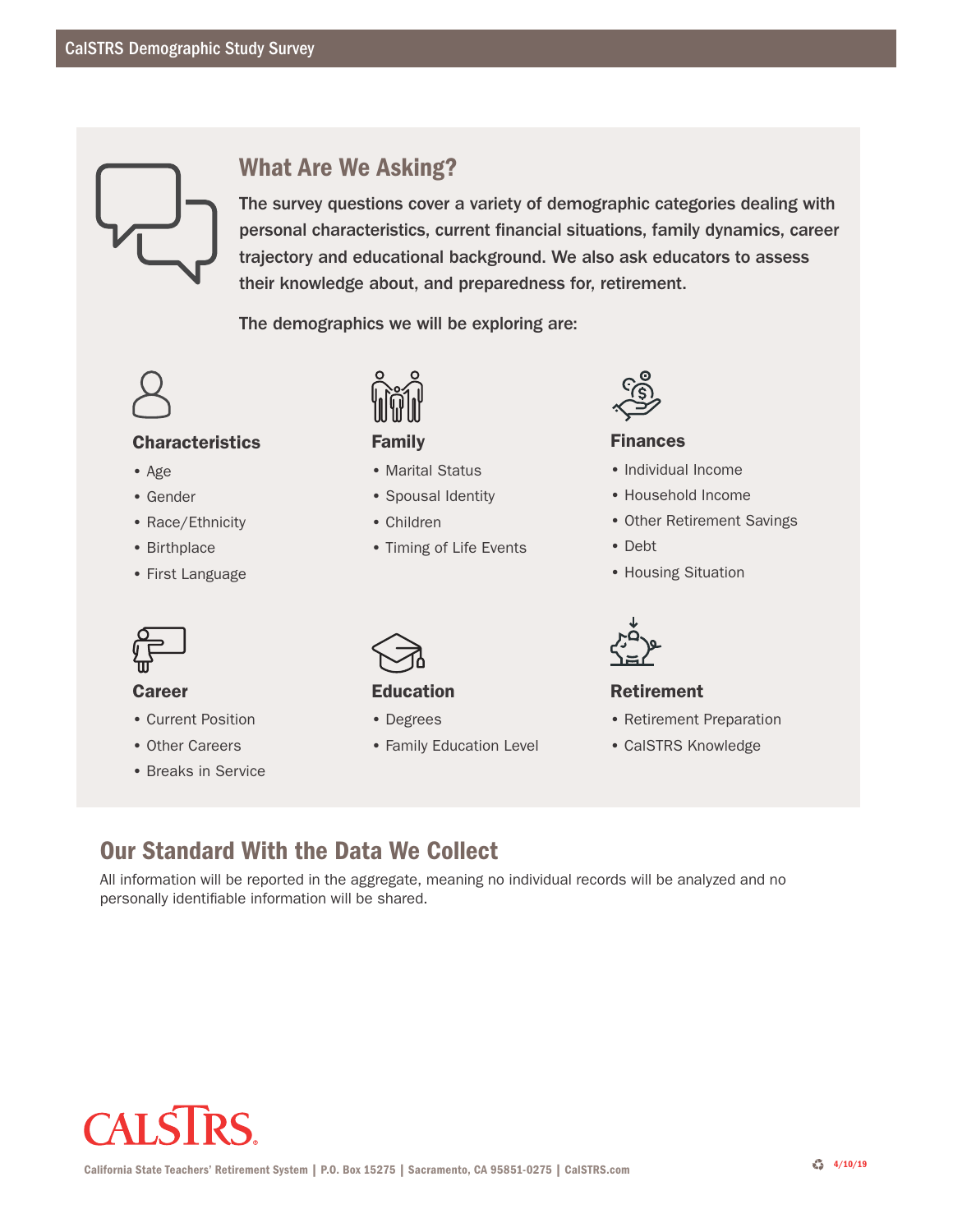## What Are We Asking?

**The survey questions cover a variety of demographic categories dealing with personal characteristics, current financial situations, family dynamics, career trajectory and educational background. We also ask educators to assess their knowledge about, and preparedness for, retirement.**

**The demographics we will be exploring are:**

### Characteristics

- Age
- Gender
- Race/Ethnicity
- Birthplace
- First Language

### Family

- Marital Status
- Spousal Identity
- Children
- Timing of Life Events

### Finances

- Individual Income
- Household Income
- Other Retirement Savings
- Debt
- Housing Situation

### Career

- Current Position
- Other Careers
- Breaks in Service

### Education

- Degrees
- Family Education Level

### Retirement

- Retirement Preparation
- CalSTRS Knowledge

## Our Standard With the Data We Collect

All information will be reported in the aggregate, meaning no individual records will be analyzed and no personally identifiable information will be shared.

CALSTRS

California State Teachers' Retirement System | P.O. Box 15275 | Sacramento, CA 95851-0275 | CalSTRS.com

4/10/19